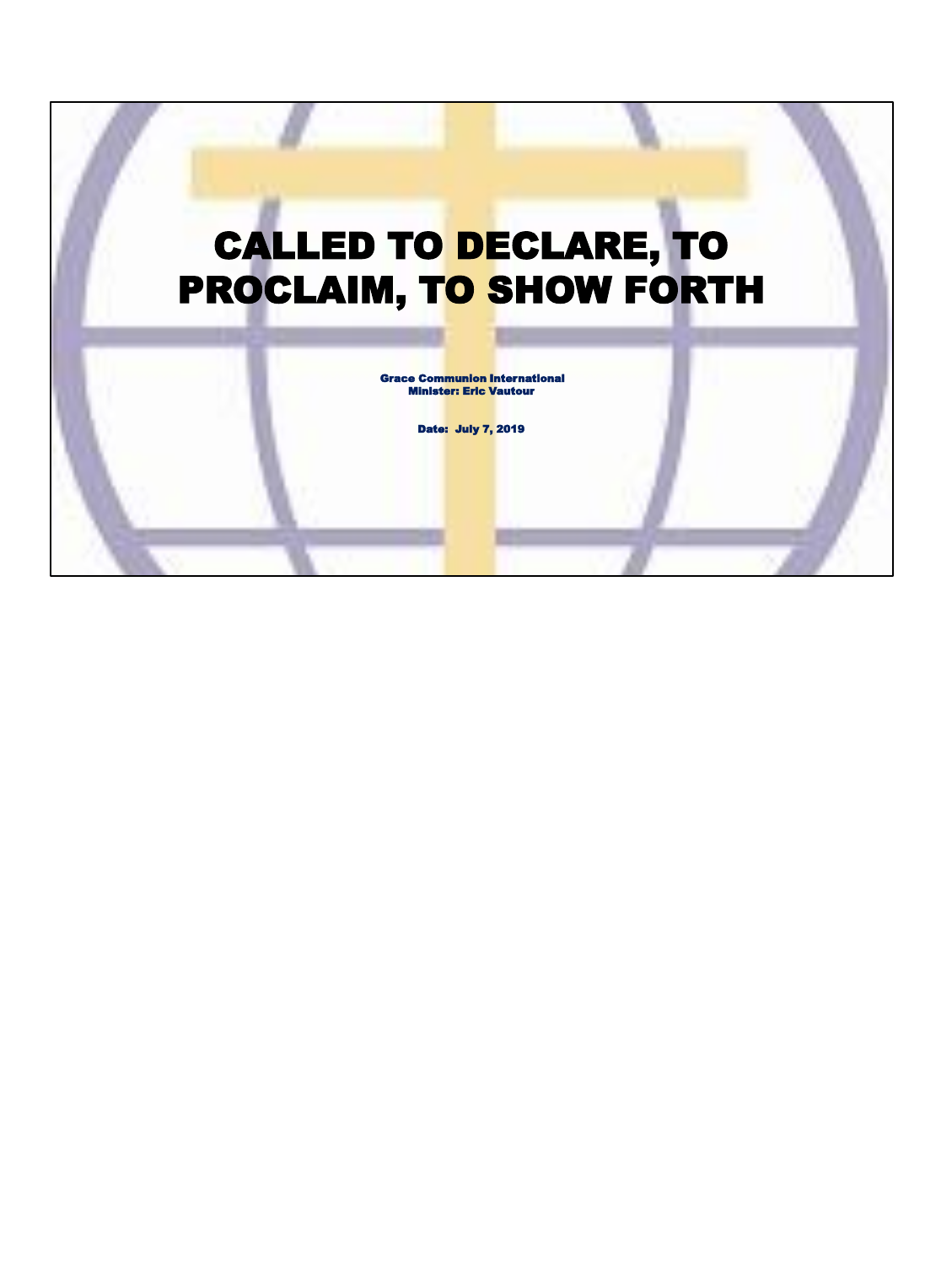# CALLED TO DECLARE, TO PROCLAIM, TO SHOW FORTH

**Grace Communion International**
**Minister: Eric Vautour**

**Date: July 7, 2019**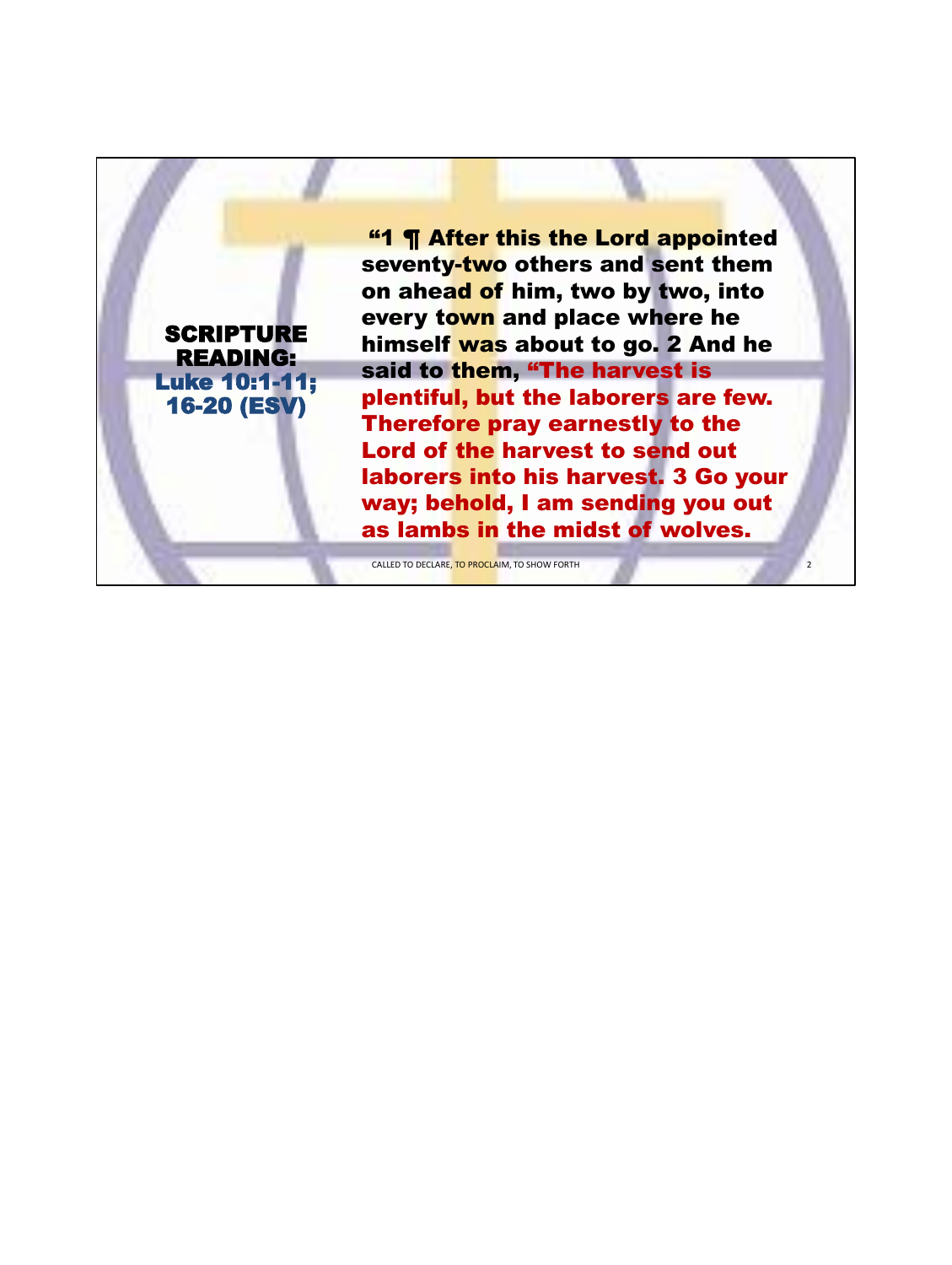**SCRIPTURE READING:** **Luke 10:1-11; 16-20 (ESV)**

**"1 ¶ After this the Lord appointed seventy-two others and sent them on ahead of him, two by two, into every town and place where he himself was about to go. 2 And he said to them, "The harvest is plentiful, but the laborers are few. Therefore pray earnestly to the Lord of the harvest to send out laborers into his harvest. 3 Go your way; behold, I am sending you out as lambs in the midst of wolves.**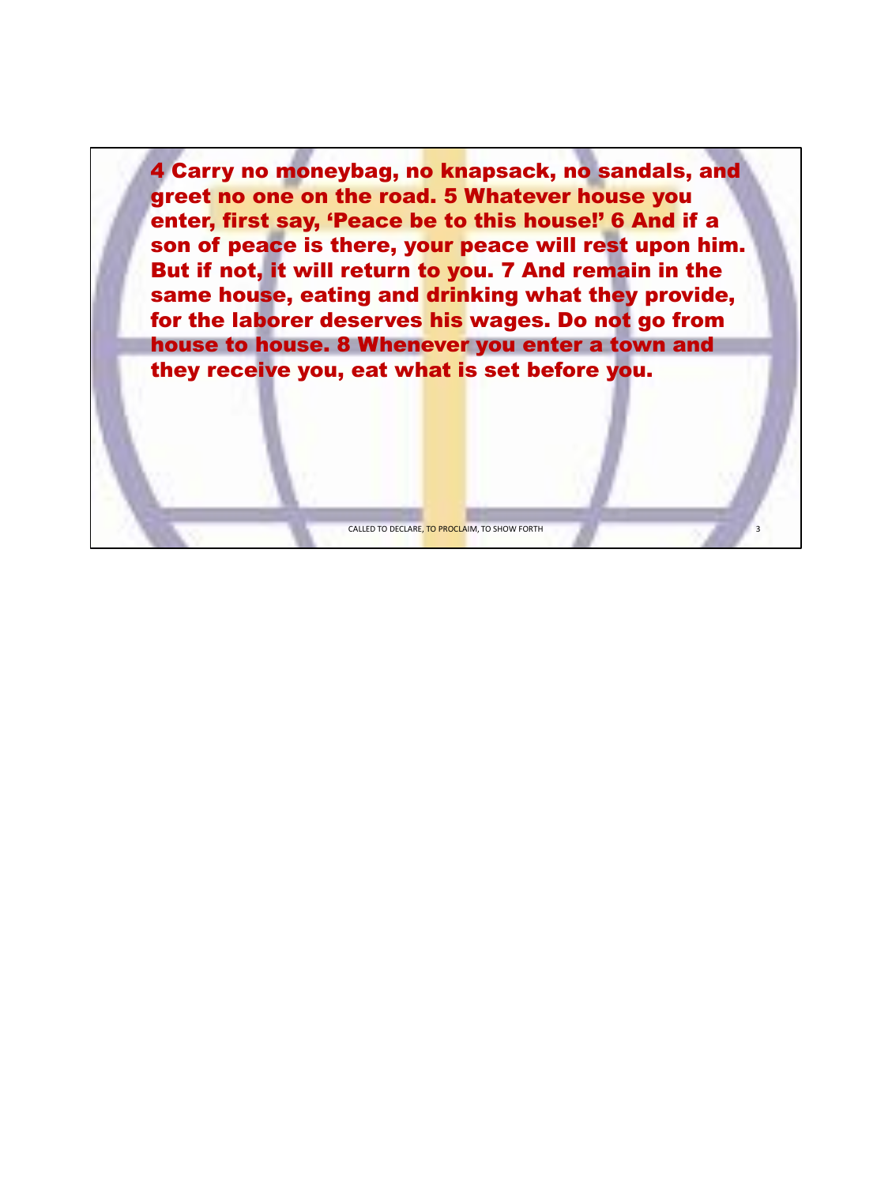4 Carry no moneybag, no knapsack, no sandals, and greet no one on the road. 5 Whatever house you enter, first say, 'Peace be to this house!' 6 And if a son of peace is there, your peace will rest upon him. But if not, it will return to you. 7 And remain in the same house, eating and drinking what they provide, for the laborer deserves his wages. Do not go from house to house. 8 Whenever you enter a town and they receive you, eat what is set before you.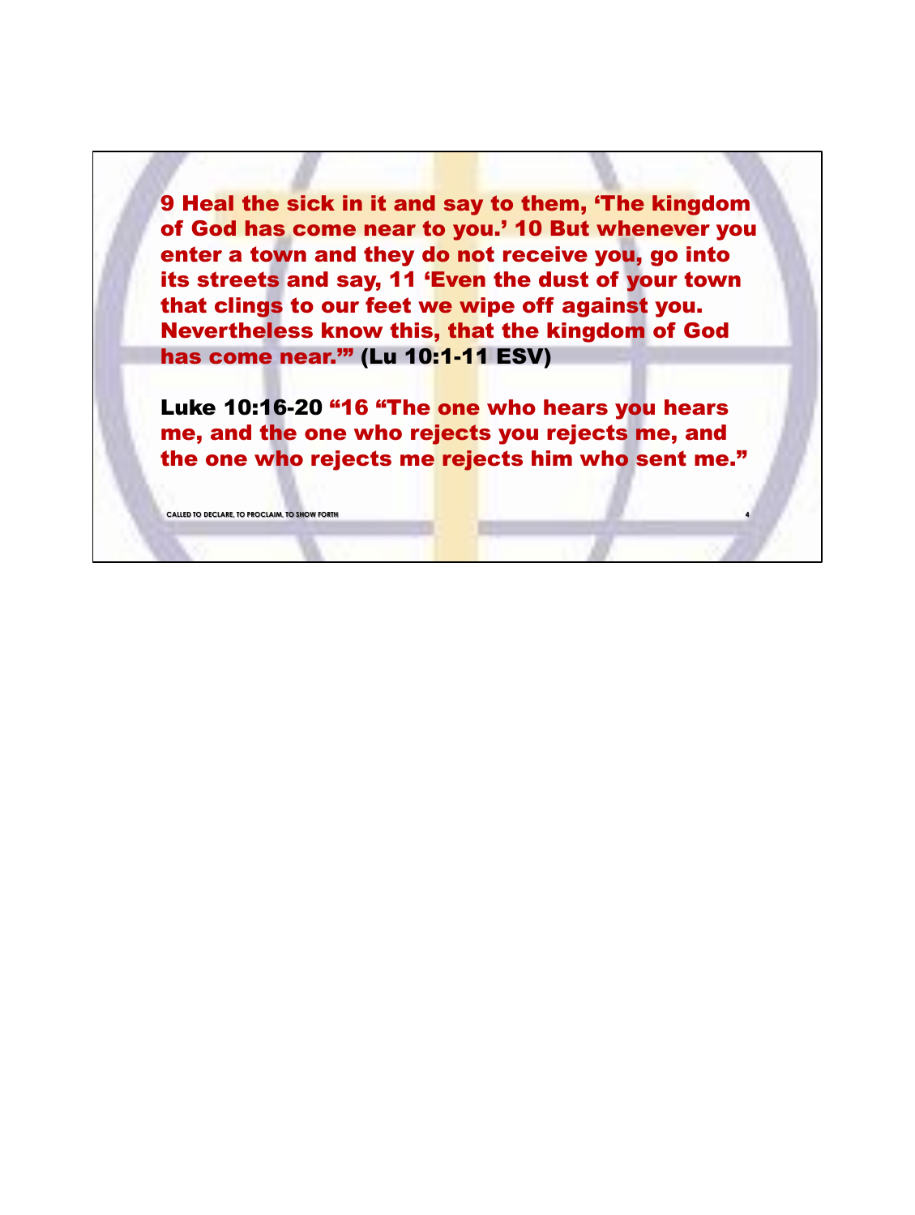9 Heal the sick in it and say to them, 'The kingdom of God has come near to you.' 10 But whenever you enter a town and they do not receive you, go into its streets and say, 11 'Even the dust of your town that clings to our feet we wipe off against you. Nevertheless know this, that the kingdom of God has come near.'" (Lu 10:1-11 ESV)

Luke 10:16-20 "16 "The one who hears you hears me, and the one who rejects you rejects me, and the one who rejects me rejects him who sent me."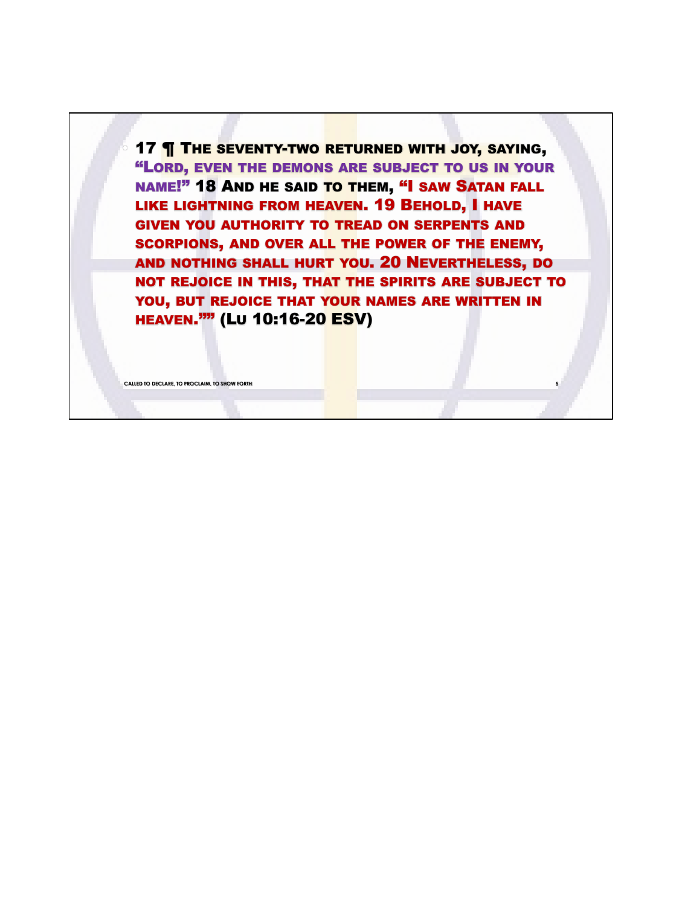- 17 ¶ The seventy-two returned with joy, saying, "Lord, even the demons are subject to us in your name!" 18 And he said to them, "I saw Satan fall like lightning from heaven. 19 Behold, I have given you authority to tread on serpents and scorpions, and over all the power of the enemy, and nothing shall hurt you. 20 Nevertheless, do not rejoice in this, that the spirits are subject to you, but rejoice that your names are written in heaven."" (Lu 10:16-20 ESV)

CALLED TO DECLARE, TO PROCLAIM, TO SHOW FORTH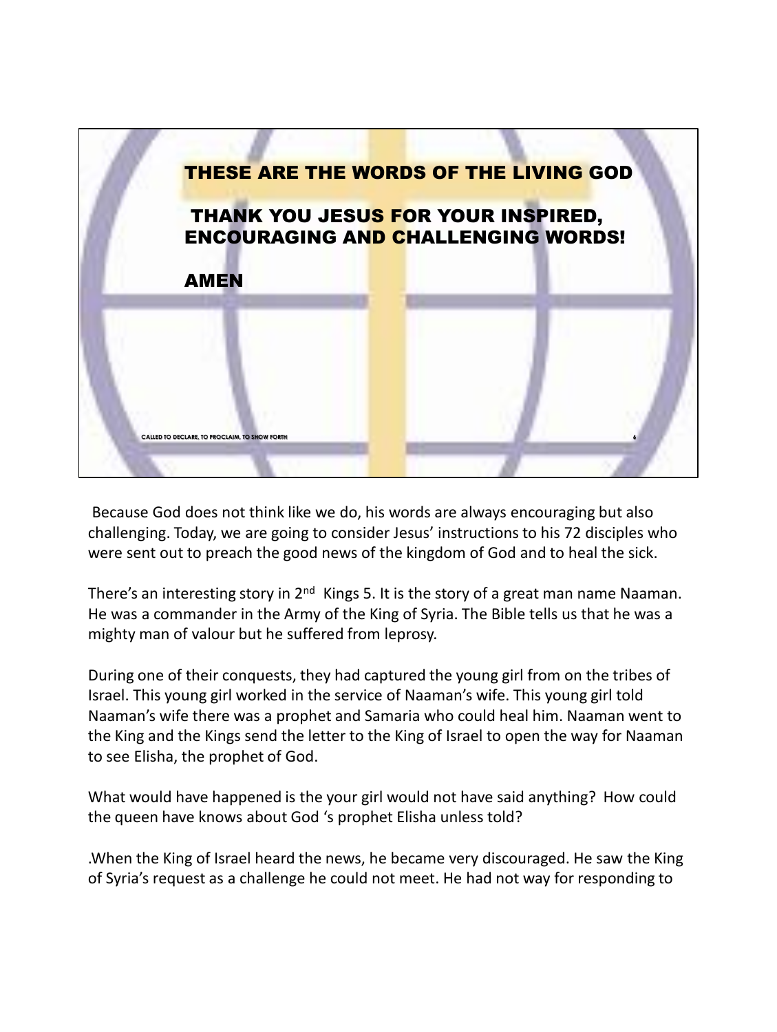THESE ARE THE WORDS OF THE LIVING GOD

THANK YOU JESUS FOR YOUR INSPIRED, ENCOURAGING AND CHALLENGING WORDS!

AMEN

CALLED TO DECLARE, TO PROCLAIM, TO SHOW FORTH

Because God does not think like we do, his words are always encouraging but also challenging. Today, we are going to consider Jesus' instructions to his 72 disciples who were sent out to preach the good news of the kingdom of God and to heal the sick.

There's an interesting story in 2nd Kings 5. It is the story of a great man name Naaman. He was a commander in the Army of the King of Syria. The Bible tells us that he was a mighty man of valour but he suffered from leprosy.

During one of their conquests, they had captured the young girl from on the tribes of Israel. This young girl worked in the service of Naaman's wife. This young girl told Naaman's wife there was a prophet and Samaria who could heal him. Naaman went to the King and the Kings send the letter to the King of Israel to open the way for Naaman to see Elisha, the prophet of God.

What would have happened is the your girl would not have said anything? How could the queen have knows about God 's prophet Elisha unless told?

.When the King of Israel heard the news, he became very discouraged. He saw the King of Syria's request as a challenge he could not meet. He had not way for responding to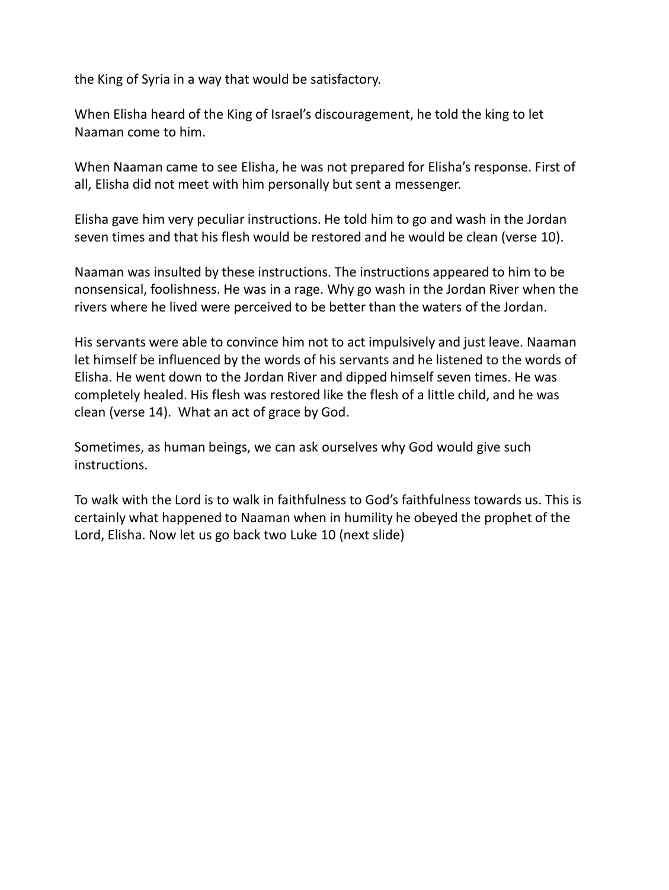the King of Syria in a way that would be satisfactory.

When Elisha heard of the King of Israel's discouragement, he told the king to let Naaman come to him.

When Naaman came to see Elisha, he was not prepared for Elisha's response. First of all, Elisha did not meet with him personally but sent a messenger.

Elisha gave him very peculiar instructions. He told him to go and wash in the Jordan seven times and that his flesh would be restored and he would be clean (verse 10).

Naaman was insulted by these instructions. The instructions appeared to him to be nonsensical, foolishness. He was in a rage. Why go wash in the Jordan River when the rivers where he lived were perceived to be better than the waters of the Jordan.

His servants were able to convince him not to act impulsively and just leave. Naaman let himself be influenced by the words of his servants and he listened to the words of Elisha. He went down to the Jordan River and dipped himself seven times. He was completely healed. His flesh was restored like the flesh of a little child, and he was clean (verse 14). What an act of grace by God.

Sometimes, as human beings, we can ask ourselves why God would give such instructions.

To walk with the Lord is to walk in faithfulness to God's faithfulness towards us. This is certainly what happened to Naaman when in humility he obeyed the prophet of the Lord, Elisha. Now let us go back two Luke 10 (next slide)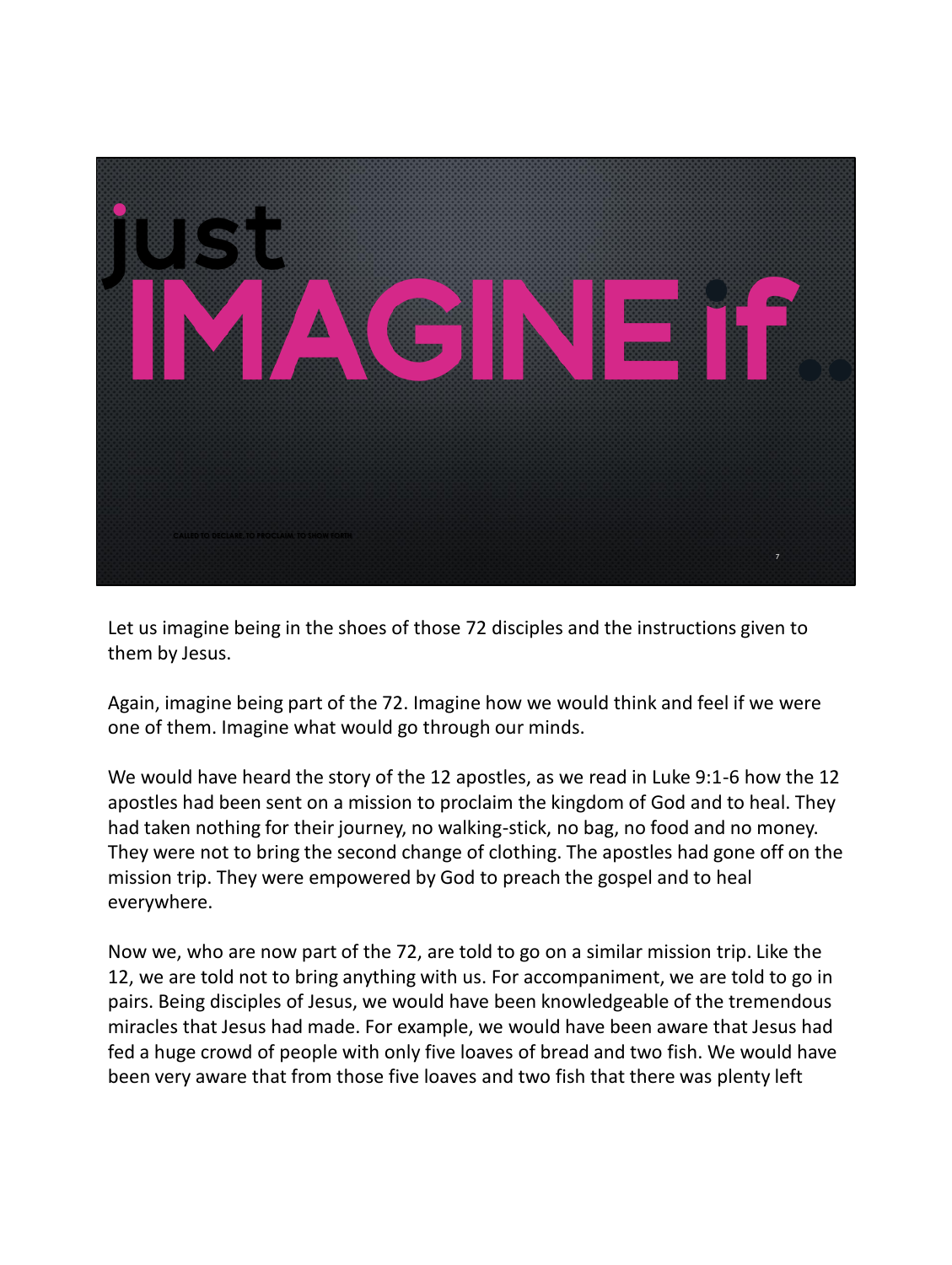# just IMAGINE if...

CALLED TO DECLARE, TO PROCLAIM, TO SHOW FORTH

Let us imagine being in the shoes of those 72 disciples and the instructions given to them by Jesus.

Again, imagine being part of the 72. Imagine how we would think and feel if we were one of them. Imagine what would go through our minds.

We would have heard the story of the 12 apostles, as we read in Luke 9:1-6 how the 12 apostles had been sent on a mission to proclaim the kingdom of God and to heal. They had taken nothing for their journey, no walking-stick, no bag, no food and no money. They were not to bring the second change of clothing. The apostles had gone off on the mission trip. They were empowered by God to preach the gospel and to heal everywhere.

Now we, who are now part of the 72, are told to go on a similar mission trip. Like the 12, we are told not to bring anything with us. For accompaniment, we are told to go in pairs. Being disciples of Jesus, we would have been knowledgeable of the tremendous miracles that Jesus had made. For example, we would have been aware that Jesus had fed a huge crowd of people with only five loaves of bread and two fish. We would have been very aware that from those five loaves and two fish that there was plenty left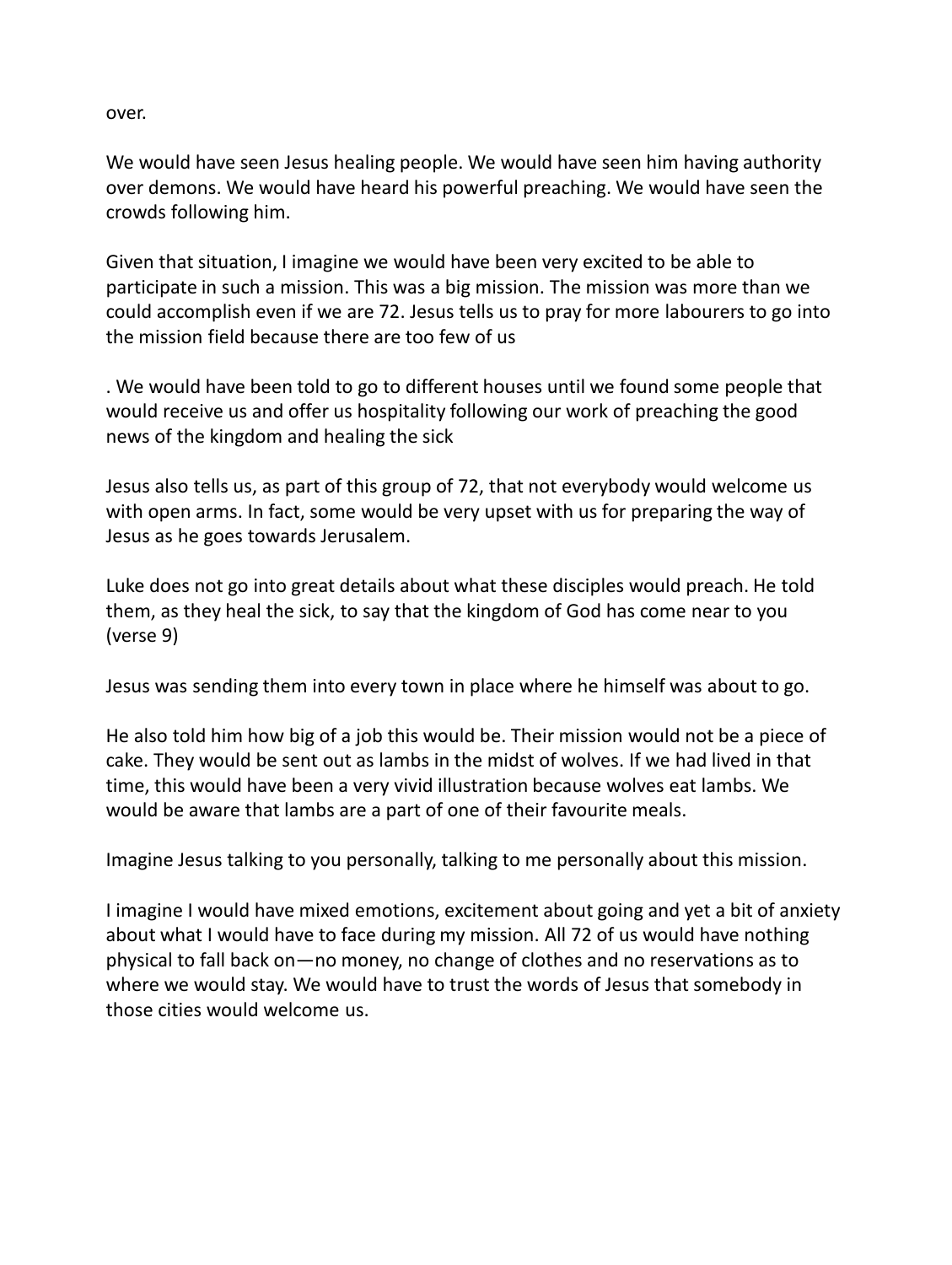over.

We would have seen Jesus healing people. We would have seen him having authority over demons. We would have heard his powerful preaching. We would have seen the crowds following him.

Given that situation, I imagine we would have been very excited to be able to participate in such a mission. This was a big mission. The mission was more than we could accomplish even if we are 72. Jesus tells us to pray for more labourers to go into the mission field because there are too few of us

. We would have been told to go to different houses until we found some people that would receive us and offer us hospitality following our work of preaching the good news of the kingdom and healing the sick

Jesus also tells us, as part of this group of 72, that not everybody would welcome us with open arms. In fact, some would be very upset with us for preparing the way of Jesus as he goes towards Jerusalem.

Luke does not go into great details about what these disciples would preach. He told them, as they heal the sick, to say that the kingdom of God has come near to you (verse 9)

Jesus was sending them into every town in place where he himself was about to go.

He also told him how big of a job this would be. Their mission would not be a piece of cake. They would be sent out as lambs in the midst of wolves. If we had lived in that time, this would have been a very vivid illustration because wolves eat lambs. We would be aware that lambs are a part of one of their favourite meals.

Imagine Jesus talking to you personally, talking to me personally about this mission.

I imagine I would have mixed emotions, excitement about going and yet a bit of anxiety about what I would have to face during my mission. All 72 of us would have nothing physical to fall back on—no money, no change of clothes and no reservations as to where we would stay. We would have to trust the words of Jesus that somebody in those cities would welcome us.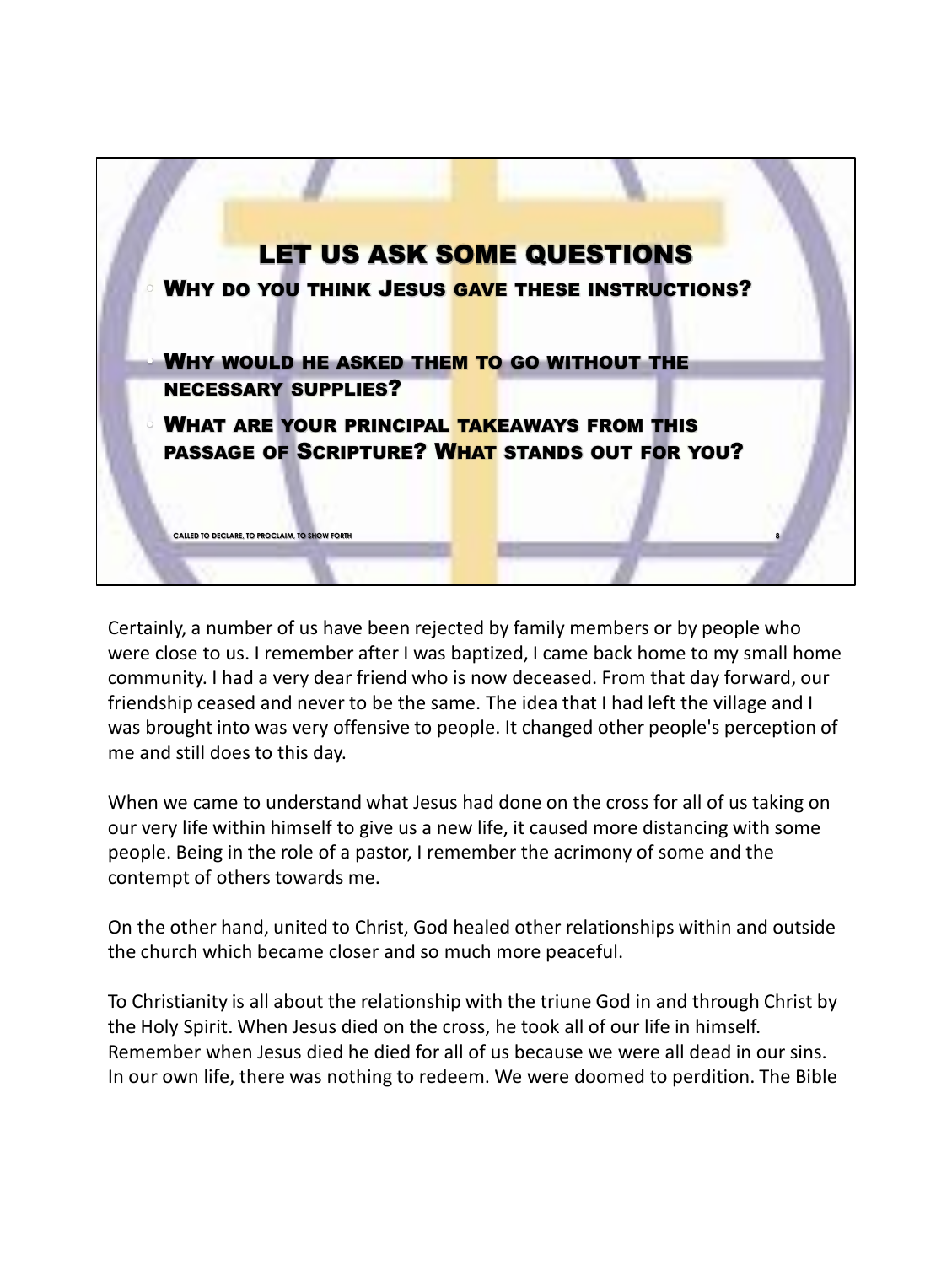## LET US ASK SOME QUESTIONS

- WHY DO YOU THINK JESUS GAVE THESE INSTRUCTIONS?
- WHY WOULD HE ASKED THEM TO GO WITHOUT THE NECESSARY SUPPLIES?
- WHAT ARE YOUR PRINCIPAL TAKEAWAYS FROM THIS PASSAGE OF SCRIPTURE? WHAT STANDS OUT FOR YOU?

CALLED TO DECLARE, TO PROCLAIM, TO SHOW FORTH

Certainly, a number of us have been rejected by family members or by people who were close to us. I remember after I was baptized, I came back home to my small home community. I had a very dear friend who is now deceased. From that day forward, our friendship ceased and never to be the same. The idea that I had left the village and I was brought into was very offensive to people. It changed other people's perception of me and still does to this day.

When we came to understand what Jesus had done on the cross for all of us taking on our very life within himself to give us a new life, it caused more distancing with some people. Being in the role of a pastor, I remember the acrimony of some and the contempt of others towards me.

On the other hand, united to Christ, God healed other relationships within and outside the church which became closer and so much more peaceful.

To Christianity is all about the relationship with the triune God in and through Christ by the Holy Spirit. When Jesus died on the cross, he took all of our life in himself. Remember when Jesus died he died for all of us because we were all dead in our sins. In our own life, there was nothing to redeem. We were doomed to perdition. The Bible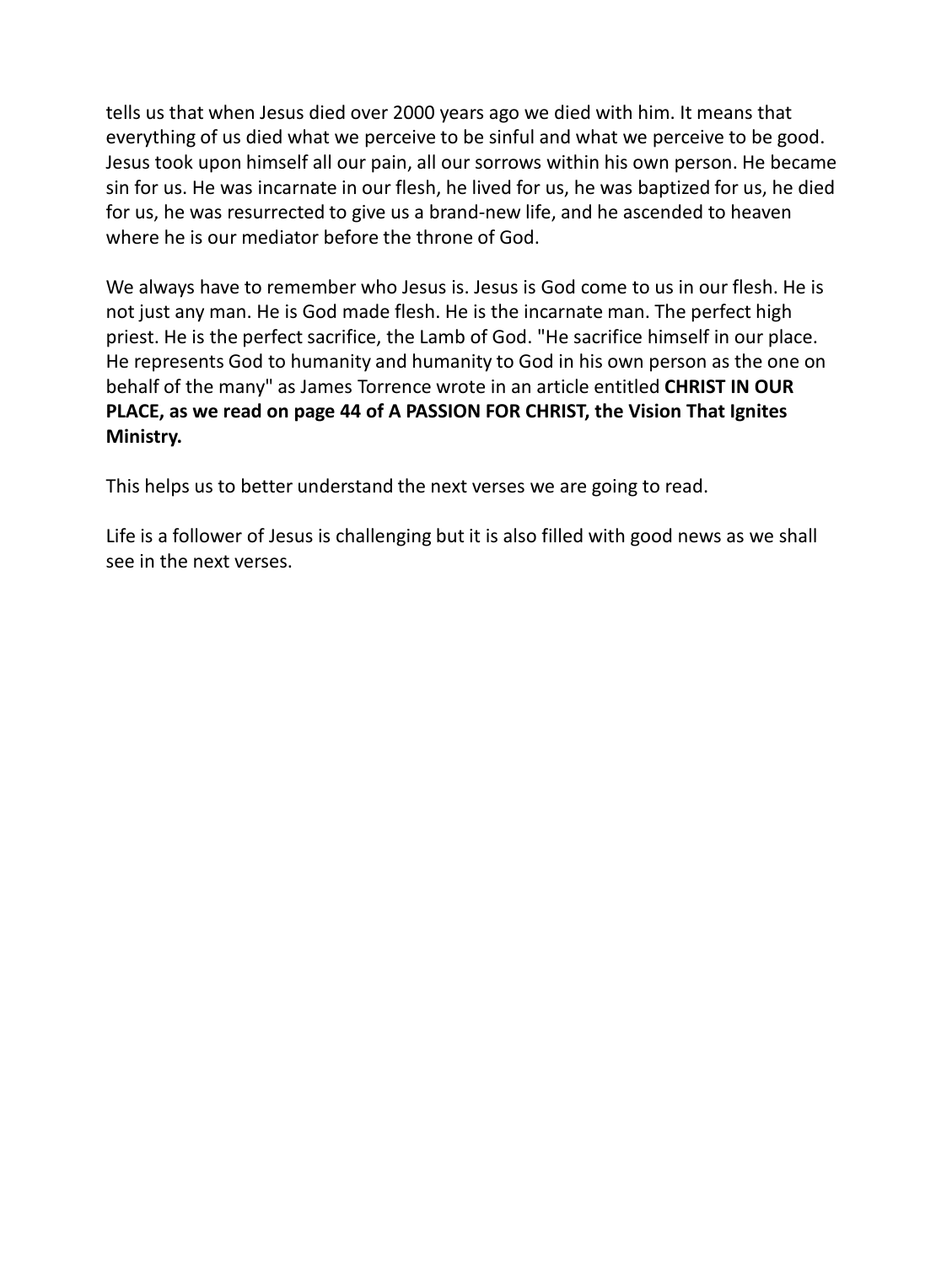tells us that when Jesus died over 2000 years ago we died with him. It means that everything of us died what we perceive to be sinful and what we perceive to be good. Jesus took upon himself all our pain, all our sorrows within his own person. He became sin for us. He was incarnate in our flesh, he lived for us, he was baptized for us, he died for us, he was resurrected to give us a brand-new life, and he ascended to heaven where he is our mediator before the throne of God.

We always have to remember who Jesus is. Jesus is God come to us in our flesh. He is not just any man. He is God made flesh. He is the incarnate man. The perfect high priest. He is the perfect sacrifice, the Lamb of God. "He sacrifice himself in our place. He represents God to humanity and humanity to God in his own person as the one on behalf of the many" as James Torrence wrote in an article entitled **CHRIST IN OUR PLACE, as we read on page 44 of A PASSION FOR CHRIST, the Vision That Ignites Ministry.**

This helps us to better understand the next verses we are going to read.

Life is a follower of Jesus is challenging but it is also filled with good news as we shall see in the next verses.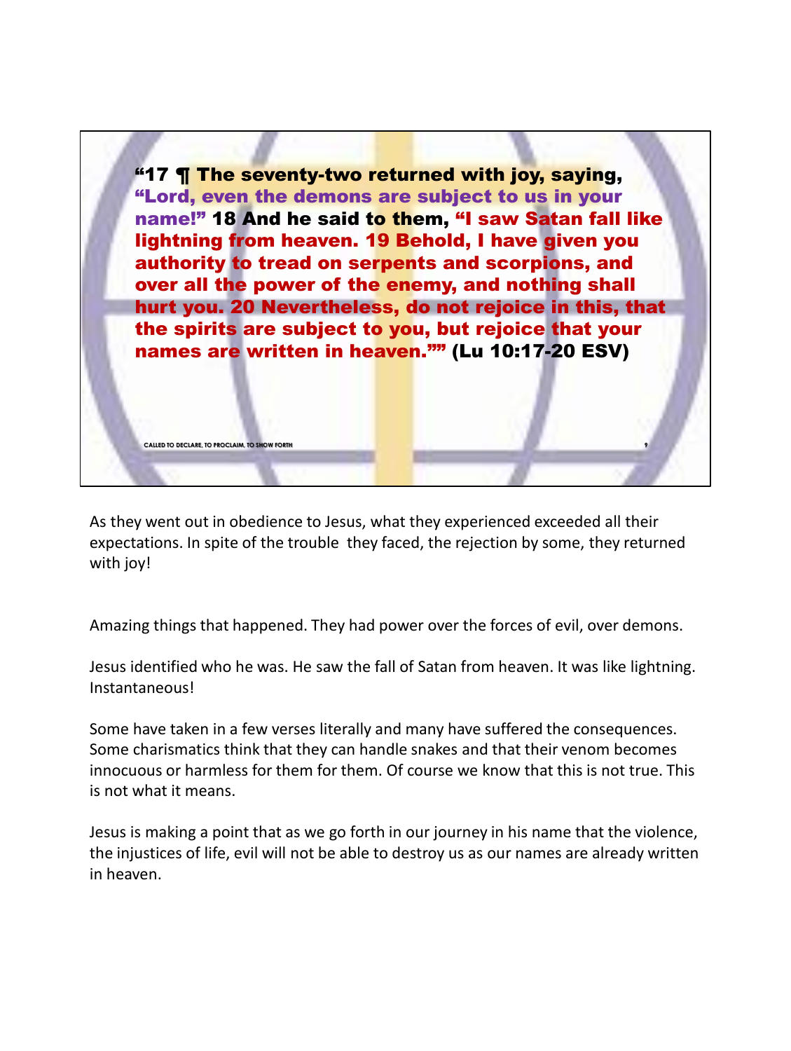**“17 ¶ The seventy-two returned with joy, saying, “Lord, even the demons are subject to us in your name!” 18 And he said to them, “I saw Satan fall like lightning from heaven. 19 Behold, I have given you authority to tread on serpents and scorpions, and over all the power of the enemy, and nothing shall hurt you. 20 Nevertheless, do not rejoice in this, that the spirits are subject to you, but rejoice that your names are written in heaven.”” (Lu 10:17-20 ESV)**

CALLED TO DECLARE, TO PROCLAIM, TO SHOW FORTH

As they went out in obedience to Jesus, what they experienced exceeded all their expectations. In spite of the trouble they faced, the rejection by some, they returned with joy!

Amazing things that happened. They had power over the forces of evil, over demons.

Jesus identified who he was. He saw the fall of Satan from heaven. It was like lightning. Instantaneous!

Some have taken in a few verses literally and many have suffered the consequences. Some charismatics think that they can handle snakes and that their venom becomes innocuous or harmless for them for them. Of course we know that this is not true. This is not what it means.

Jesus is making a point that as we go forth in our journey in his name that the violence, the injustices of life, evil will not be able to destroy us as our names are already written in heaven.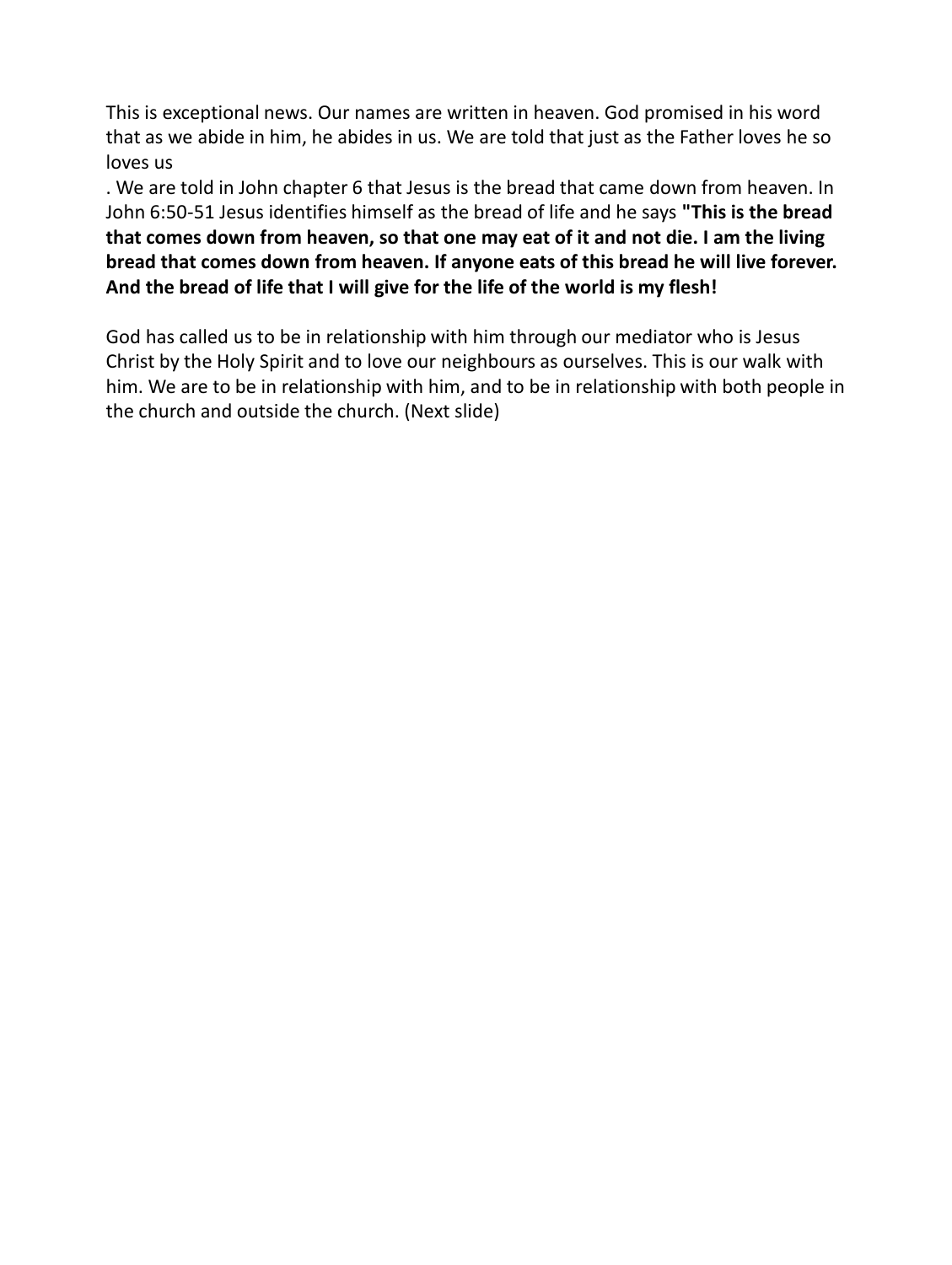This is exceptional news. Our names are written in heaven. God promised in his word that as we abide in him, he abides in us. We are told that just as the Father loves he so loves us

. We are told in John chapter 6 that Jesus is the bread that came down from heaven. In John 6:50-51 Jesus identifies himself as the bread of life and he says **"This is the bread that comes down from heaven, so that one may eat of it and not die. I am the living bread that comes down from heaven. If anyone eats of this bread he will live forever. And the bread of life that I will give for the life of the world is my flesh!**

God has called us to be in relationship with him through our mediator who is Jesus Christ by the Holy Spirit and to love our neighbours as ourselves. This is our walk with him. We are to be in relationship with him, and to be in relationship with both people in the church and outside the church. (Next slide)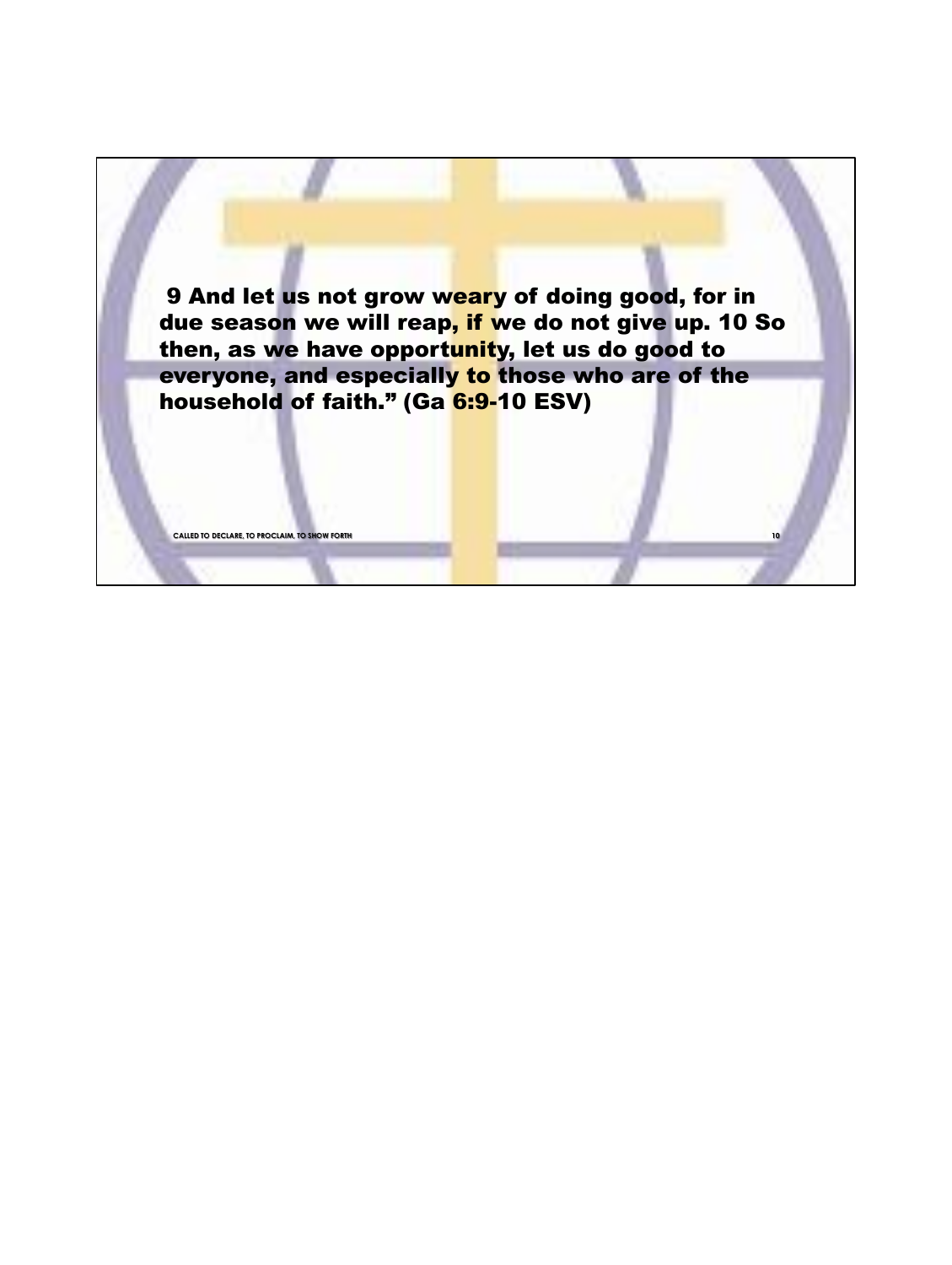**9 And let us not grow weary of doing good, for in due season we will reap, if we do not give up. 10 So then, as we have opportunity, let us do good to everyone, and especially to those who are of the household of faith." (Ga 6:9-10 ESV)**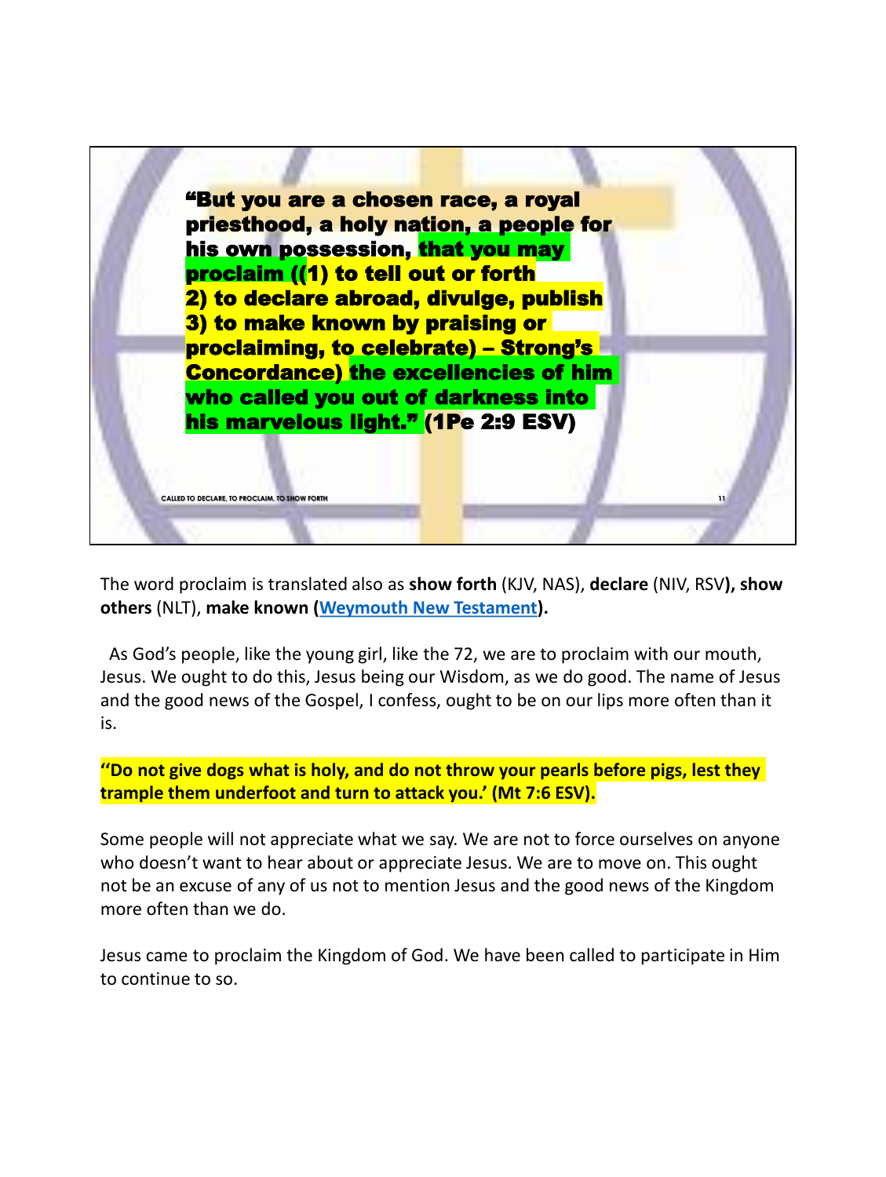**"But you are a chosen race, a royal priesthood, a holy nation, a people for his own possession, that you may proclaim ((1) to tell out or forth 2) to declare abroad, divulge, publish 3) to make known by praising or proclaiming, to celebrate) – Strong's Concordance) the excellencies of him who called you out of darkness into his marvelous light." (1Pe 2:9 ESV)**

CALLED TO DECLARE, TO PROCLAIM, TO SHOW FORTH

The word proclaim is translated also as **show forth** (KJV, NAS), **declare** (NIV, RSV**), show others** (NLT), **make known ([Weymouth New Testament](Weymouth New Testament)).**

As God's people, like the young girl, like the 72, we are to proclaim with our mouth, Jesus. We ought to do this, Jesus being our Wisdom, as we do good. The name of Jesus and the good news of the Gospel, I confess, ought to be on our lips more often than it is.

**''Do not give dogs what is holy, and do not throw your pearls before pigs, lest they trample them underfoot and turn to attack you.' (Mt 7:6 ESV).**

Some people will not appreciate what we say. We are not to force ourselves on anyone who doesn't want to hear about or appreciate Jesus. We are to move on. This ought not be an excuse of any of us not to mention Jesus and the good news of the Kingdom more often than we do.

Jesus came to proclaim the Kingdom of God. We have been called to participate in Him to continue to so.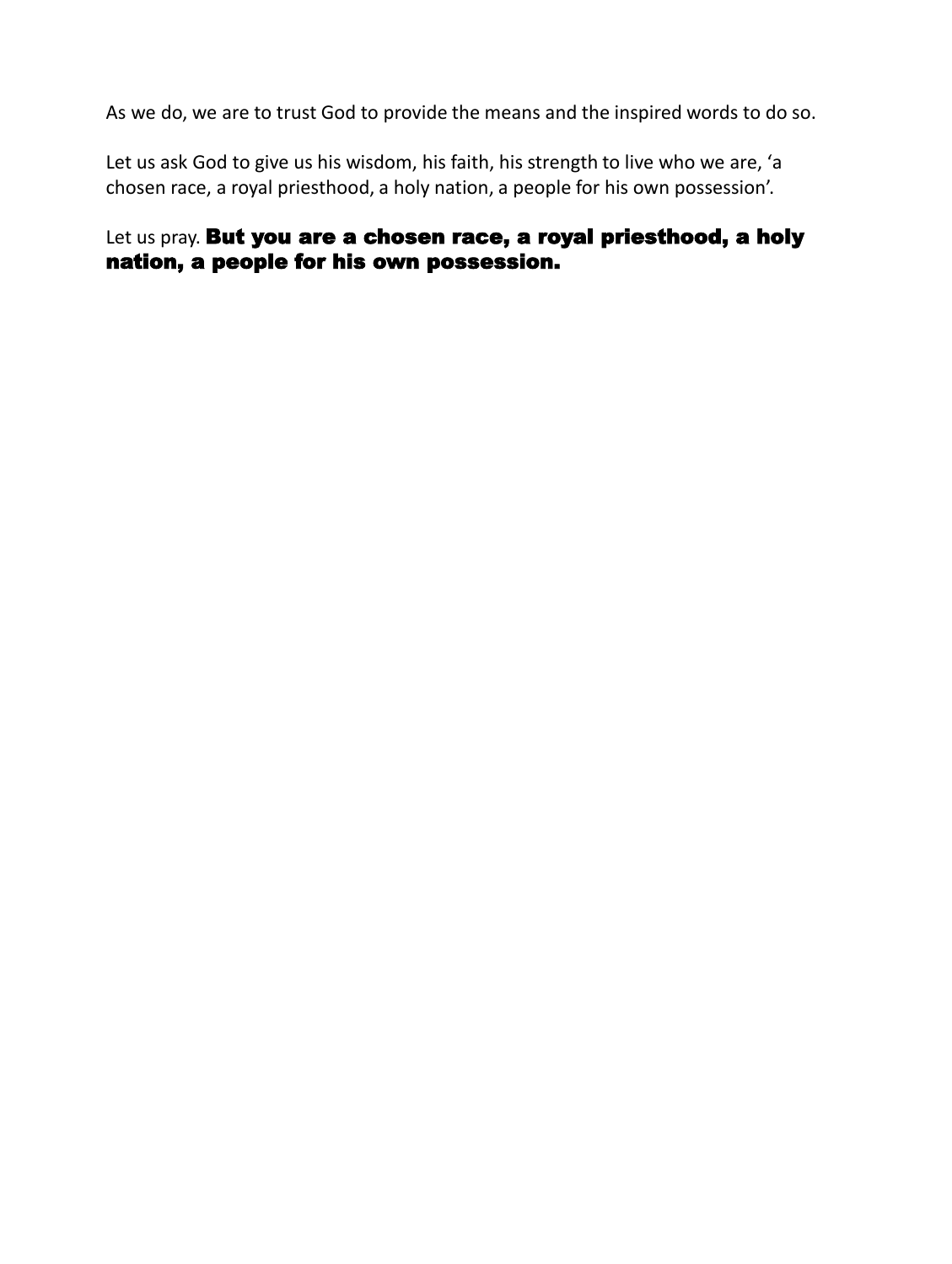As we do, we are to trust God to provide the means and the inspired words to do so.

Let us ask God to give us his wisdom, his faith, his strength to live who we are, 'a chosen race, a royal priesthood, a holy nation, a people for his own possession'.

Let us pray. **But you are a chosen race, a royal priesthood, a holy nation, a people for his own possession.**